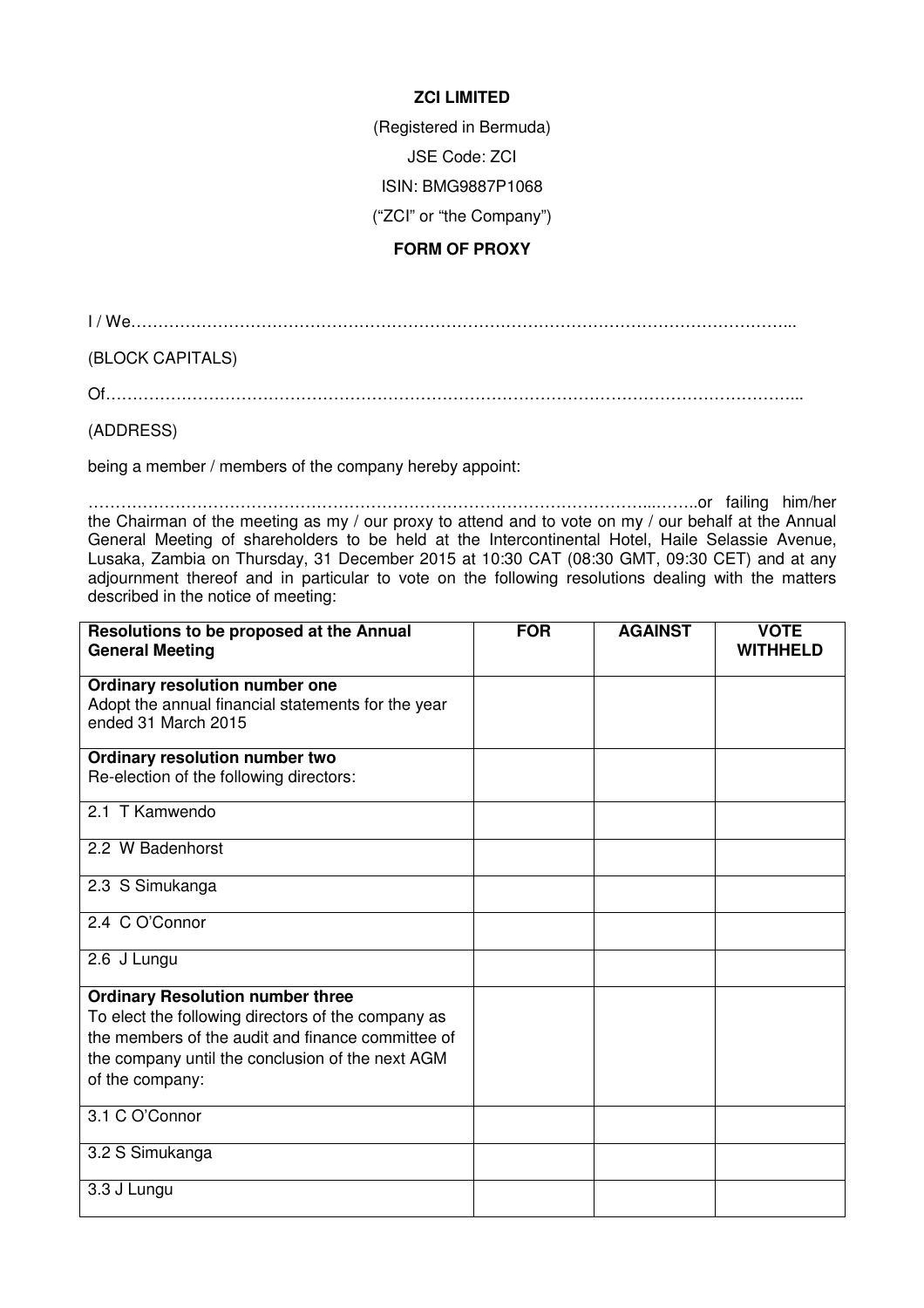**ZCI LIMITED**

(Registered in Bermuda)

JSE Code: ZCI

ISIN: BMG9887P1068

("ZCI" or "the Company")

**FORM OF PROXY**

I / We…………………………………………………………………………………………………………...

(BLOCK CAPITALS)

Of……………………………………………………………………………………………………………...

(ADDRESS)

being a member / members of the company hereby appoint:

……………………………………………………………………………………………...……..or failing him/her the Chairman of the meeting as my / our proxy to attend and to vote on my / our behalf at the Annual General Meeting of shareholders to be held at the Intercontinental Hotel, Haile Selassie Avenue, Lusaka, Zambia on Thursday, 31 December 2015 at 10:30 CAT (08:30 GMT, 09:30 CET) and at any adjournment thereof and in particular to vote on the following resolutions dealing with the matters described in the notice of meeting:

| Resolutions to be proposed at the Annual General Meeting | FOR | AGAINST | VOTE WITHHELD |
|---|---|---|---|
| **Ordinary resolution number one**<br>Adopt the annual financial statements for the year ended 31 March 2015 | | | |
| **Ordinary resolution number two**<br>Re-election of the following directors: | | | |
| 2.1 T Kamwendo | | | |
| 2.2 W Badenhorst | | | |
| 2.3 S Simukanga | | | |
| 2.4 C O'Connor | | | |
| 2.6 J Lungu | | | |
| **Ordinary Resolution number three**<br>To elect the following directors of the company as the members of the audit and finance committee of the company until the conclusion of the next AGM of the company: | | | |
| 3.1 C O'Connor | | | |
| 3.2 S Simukanga | | | |
| 3.3 J Lungu | | | |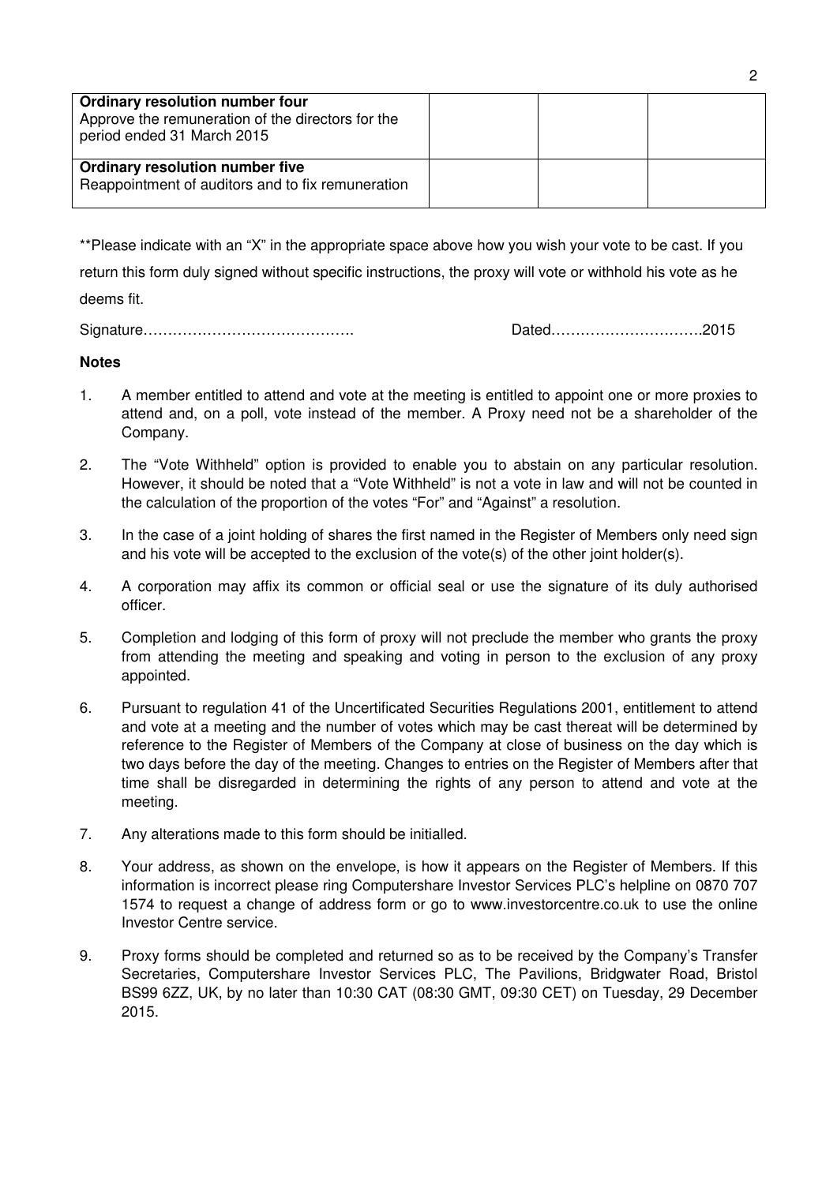| | | | |
|---|---|---|---|
| **Ordinary resolution number four**<br>Approve the remuneration of the directors for the period ended 31 March 2015 | | | |
| **Ordinary resolution number five**<br>Reappointment of auditors and to fix remuneration | | | |

**Please indicate with an "X" in the appropriate space above how you wish your vote to be cast. If you return this form duly signed without specific instructions, the proxy will vote or withhold his vote as he deems fit.

Signature……………………………………. Dated………………………….2015

**Notes**

1. A member entitled to attend and vote at the meeting is entitled to appoint one or more proxies to attend and, on a poll, vote instead of the member. A Proxy need not be a shareholder of the Company.
2. The "Vote Withheld" option is provided to enable you to abstain on any particular resolution. However, it should be noted that a "Vote Withheld" is not a vote in law and will not be counted in the calculation of the proportion of the votes "For" and "Against" a resolution.
3. In the case of a joint holding of shares the first named in the Register of Members only need sign and his vote will be accepted to the exclusion of the vote(s) of the other joint holder(s).
4. A corporation may affix its common or official seal or use the signature of its duly authorised officer.
5. Completion and lodging of this form of proxy will not preclude the member who grants the proxy from attending the meeting and speaking and voting in person to the exclusion of any proxy appointed.
6. Pursuant to regulation 41 of the Uncertificated Securities Regulations 2001, entitlement to attend and vote at a meeting and the number of votes which may be cast thereat will be determined by reference to the Register of Members of the Company at close of business on the day which is two days before the day of the meeting. Changes to entries on the Register of Members after that time shall be disregarded in determining the rights of any person to attend and vote at the meeting.
7. Any alterations made to this form should be initialled.
8. Your address, as shown on the envelope, is how it appears on the Register of Members. If this information is incorrect please ring Computershare Investor Services PLC's helpline on 0870 707 1574 to request a change of address form or go to www.investorcentre.co.uk to use the online Investor Centre service.
9. Proxy forms should be completed and returned so as to be received by the Company's Transfer Secretaries, Computershare Investor Services PLC, The Pavilions, Bridgwater Road, Bristol BS99 6ZZ, UK, by no later than 10:30 CAT (08:30 GMT, 09:30 CET) on Tuesday, 29 December 2015.